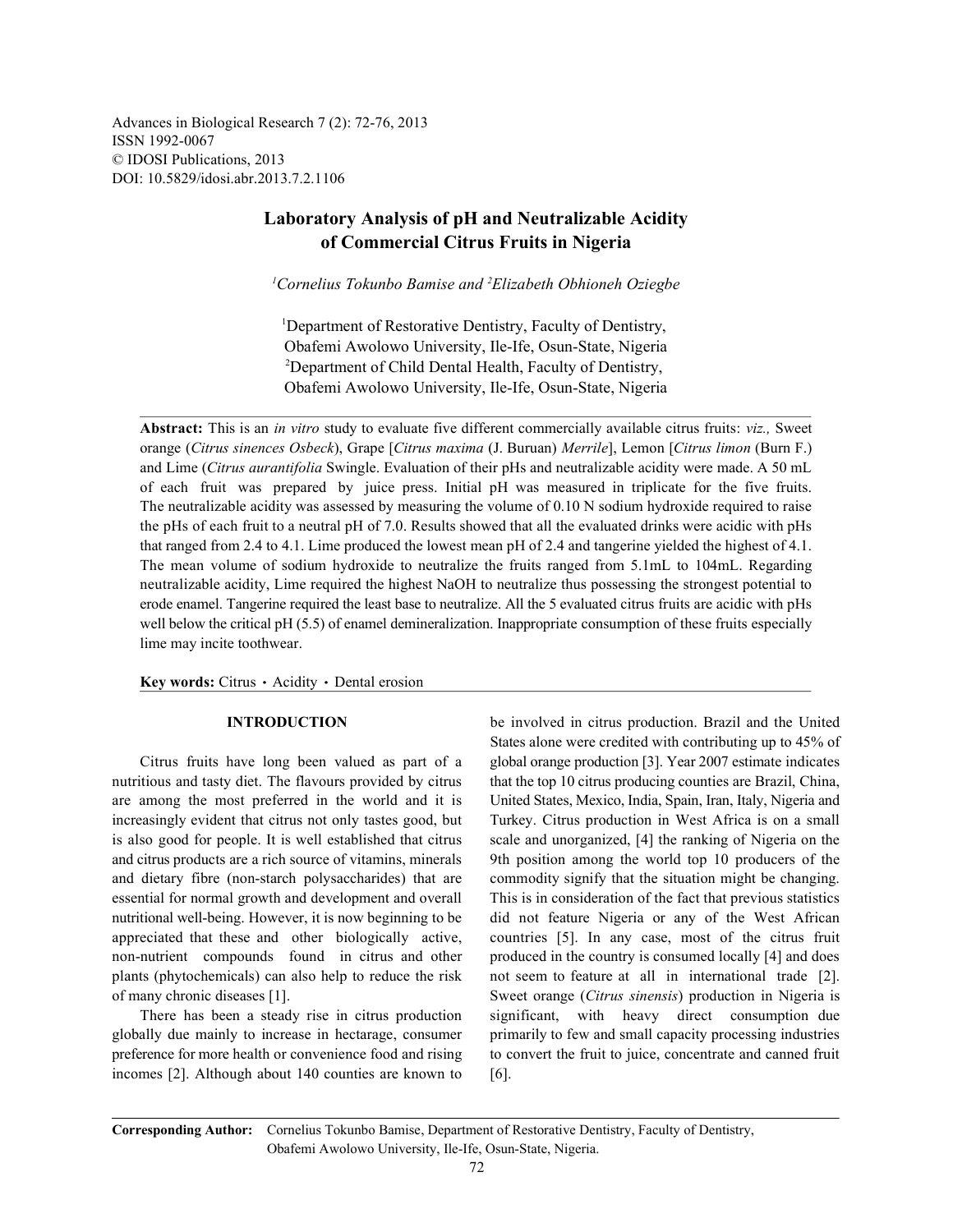Advances in Biological Research 7 (2): 72-76, 2013
ISSN 1992-0067
© IDOSI Publications, 2013
DOI: 10.5829/idosi.abr.2013.7.2.1106

# Laboratory Analysis of pH and Neutralizable Acidity of Commercial Citrus Fruits in Nigeria

*[1]Cornelius Tokunbo Bamise and [2]Elizabeth Obhioneh Oziegbe*

[1]Department of Restorative Dentistry, Faculty of Dentistry, Obafemi Awolowo University, Ile-Ife, Osun-State, Nigeria
[2]Department of Child Dental Health, Faculty of Dentistry, Obafemi Awolowo University, Ile-Ife, Osun-State, Nigeria

**Abstract:** This is an *in vitro* study to evaluate five different commercially available citrus fruits: *viz.,* Sweet orange (*Citrus sinences Osbeck*), Grape [*Citrus maxima* (J. Buruan) *Merrile*], Lemon [*Citrus limon* (Burn F.) and Lime (*Citrus aurantifolia* Swingle. Evaluation of their pHs and neutralizable acidity were made. A 50 mL of each fruit was prepared by juice press. Initial pH was measured in triplicate for the five fruits. The neutralizable acidity was assessed by measuring the volume of 0.10 N sodium hydroxide required to raise the pHs of each fruit to a neutral pH of 7.0. Results showed that all the evaluated drinks were acidic with pHs that ranged from 2.4 to 4.1. Lime produced the lowest mean pH of 2.4 and tangerine yielded the highest of 4.1. The mean volume of sodium hydroxide to neutralize the fruits ranged from 5.1mL to 104mL. Regarding neutralizable acidity, Lime required the highest NaOH to neutralize thus possessing the strongest potential to erode enamel. Tangerine required the least base to neutralize. All the 5 evaluated citrus fruits are acidic with pHs well below the critical pH (5.5) of enamel demineralization. Inappropriate consumption of these fruits especially lime may incite toothwear.

**Key words:** Citrus • Acidity • Dental erosion

## INTRODUCTION

Citrus fruits have long been valued as part of a nutritious and tasty diet. The flavours provided by citrus are among the most preferred in the world and it is increasingly evident that citrus not only tastes good, but is also good for people. It is well established that citrus and citrus products are a rich source of vitamins, minerals and dietary fibre (non-starch polysaccharides) that are essential for normal growth and development and overall nutritional well-being. However, it is now beginning to be appreciated that these and other biologically active, non-nutrient compounds found in citrus and other plants (phytochemicals) can also help to reduce the risk of many chronic diseases [1].

There has been a steady rise in citrus production globally due mainly to increase in hectarage, consumer preference for more health or convenience food and rising incomes [2]. Although about 140 counties are known to be involved in citrus production. Brazil and the United States alone were credited with contributing up to 45% of global orange production [3]. Year 2007 estimate indicates that the top 10 citrus producing counties are Brazil, China, United States, Mexico, India, Spain, Iran, Italy, Nigeria and Turkey. Citrus production in West Africa is on a small scale and unorganized, [4] the ranking of Nigeria on the 9th position among the world top 10 producers of the commodity signify that the situation might be changing. This is in consideration of the fact that previous statistics did not feature Nigeria or any of the West African countries [5]. In any case, most of the citrus fruit produced in the country is consumed locally [4] and does not seem to feature at all in international trade [2]. Sweet orange (*Citrus sinensis*) production in Nigeria is significant, with heavy direct consumption due primarily to few and small capacity processing industries to convert the fruit to juice, concentrate and canned fruit [6].

**Corresponding Author:** Cornelius Tokunbo Bamise, Department of Restorative Dentistry, Faculty of Dentistry, Obafemi Awolowo University, Ile-Ife, Osun-State, Nigeria.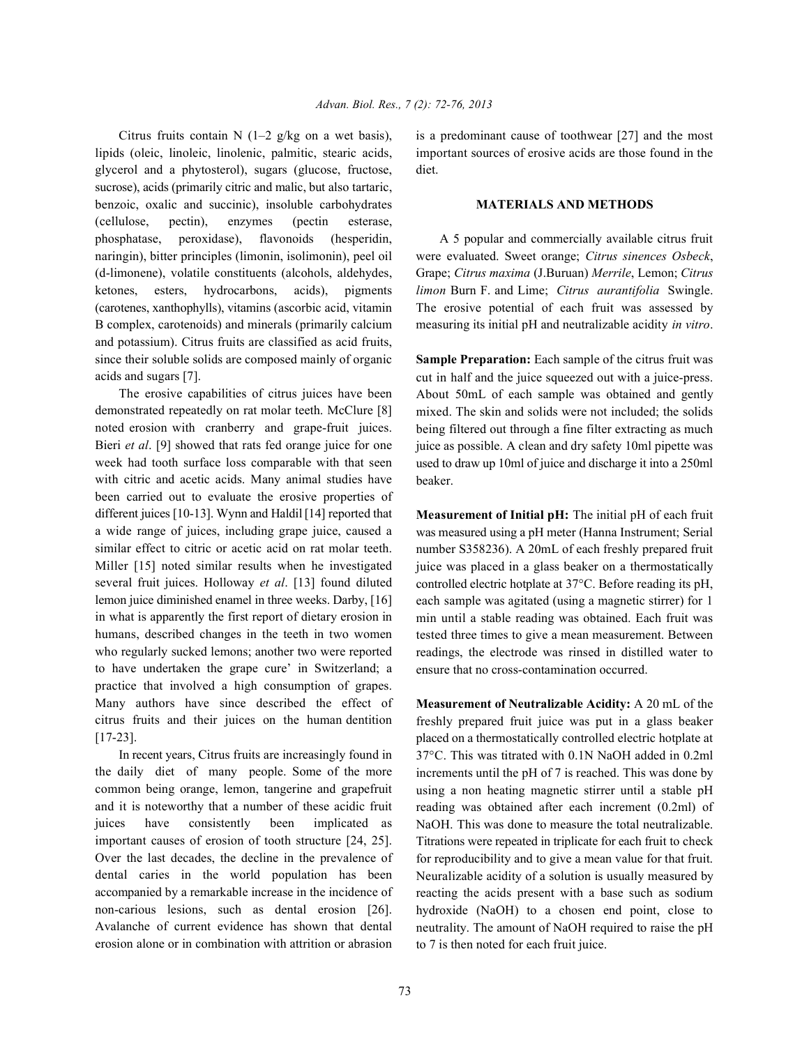Citrus fruits contain N (1–2 g/kg on a wet basis), lipids (oleic, linoleic, linolenic, palmitic, stearic acids, glycerol and a phytosterol), sugars (glucose, fructose, sucrose), acids (primarily citric and malic, but also tartaric, benzoic, oxalic and succinic), insoluble carbohydrates (cellulose, pectin), enzymes (pectin esterase, phosphatase, peroxidase), flavonoids (hesperidin, naringin), bitter principles (limonin, isolimonin), peel oil (d-limonene), volatile constituents (alcohols, aldehydes, ketones, esters, hydrocarbons, acids), pigments (carotenes, xanthophylls), vitamins (ascorbic acid, vitamin B complex, carotenoids) and minerals (primarily calcium and potassium). Citrus fruits are classified as acid fruits, since their soluble solids are composed mainly of organic acids and sugars [7].

The erosive capabilities of citrus juices have been demonstrated repeatedly on rat molar teeth. McClure [8] noted erosion with cranberry and grape-fruit juices. Bieri *et al*. [9] showed that rats fed orange juice for one week had tooth surface loss comparable with that seen with citric and acetic acids. Many animal studies have been carried out to evaluate the erosive properties of different juices [10-13]. Wynn and Haldil [14] reported that a wide range of juices, including grape juice, caused a similar effect to citric or acetic acid on rat molar teeth. Miller [15] noted similar results when he investigated several fruit juices. Holloway *et al*. [13] found diluted lemon juice diminished enamel in three weeks. Darby, [16] in what is apparently the first report of dietary erosion in humans, described changes in the teeth in two women who regularly sucked lemons; another two were reported to have undertaken the grape cure' in Switzerland; a practice that involved a high consumption of grapes. Many authors have since described the effect of citrus fruits and their juices on the human dentition [17-23].

In recent years, Citrus fruits are increasingly found in the daily diet of many people. Some of the more common being orange, lemon, tangerine and grapefruit and it is noteworthy that a number of these acidic fruit juices have consistently been implicated as important causes of erosion of tooth structure [24, 25]. Over the last decades, the decline in the prevalence of dental caries in the world population has been accompanied by a remarkable increase in the incidence of non-carious lesions, such as dental erosion [26]. Avalanche of current evidence has shown that dental erosion alone or in combination with attrition or abrasion is a predominant cause of toothwear [27] and the most important sources of erosive acids are those found in the diet.

## MATERIALS AND METHODS

A 5 popular and commercially available citrus fruit were evaluated. Sweet orange; *Citrus sinences Osbeck*, Grape; *Citrus maxima* (J.Buruan) *Merrile*, Lemon; *Citrus limon* Burn F. and Lime; *Citrus aurantifolia* Swingle. The erosive potential of each fruit was assessed by measuring its initial pH and neutralizable acidity *in vitro*.

**Sample Preparation:** Each sample of the citrus fruit was cut in half and the juice squeezed out with a juice-press. About 50mL of each sample was obtained and gently mixed. The skin and solids were not included; the solids being filtered out through a fine filter extracting as much juice as possible. A clean and dry safety 10ml pipette was used to draw up 10ml of juice and discharge it into a 250ml beaker.

**Measurement of Initial pH:** The initial pH of each fruit was measured using a pH meter (Hanna Instrument; Serial number S358236). A 20mL of each freshly prepared fruit juice was placed in a glass beaker on a thermostatically controlled electric hotplate at 37°C. Before reading its pH, each sample was agitated (using a magnetic stirrer) for 1 min until a stable reading was obtained. Each fruit was tested three times to give a mean measurement. Between readings, the electrode was rinsed in distilled water to ensure that no cross-contamination occurred.

**Measurement of Neutralizable Acidity:** A 20 mL of the freshly prepared fruit juice was put in a glass beaker placed on a thermostatically controlled electric hotplate at 37°C. This was titrated with 0.1N NaOH added in 0.2ml increments until the pH of 7 is reached. This was done by using a non heating magnetic stirrer until a stable pH reading was obtained after each increment (0.2ml) of NaOH. This was done to measure the total neutralizable. Titrations were repeated in triplicate for each fruit to check for reproducibility and to give a mean value for that fruit. Neuralizable acidity of a solution is usually measured by reacting the acids present with a base such as sodium hydroxide (NaOH) to a chosen end point, close to neutrality. The amount of NaOH required to raise the pH to 7 is then noted for each fruit juice.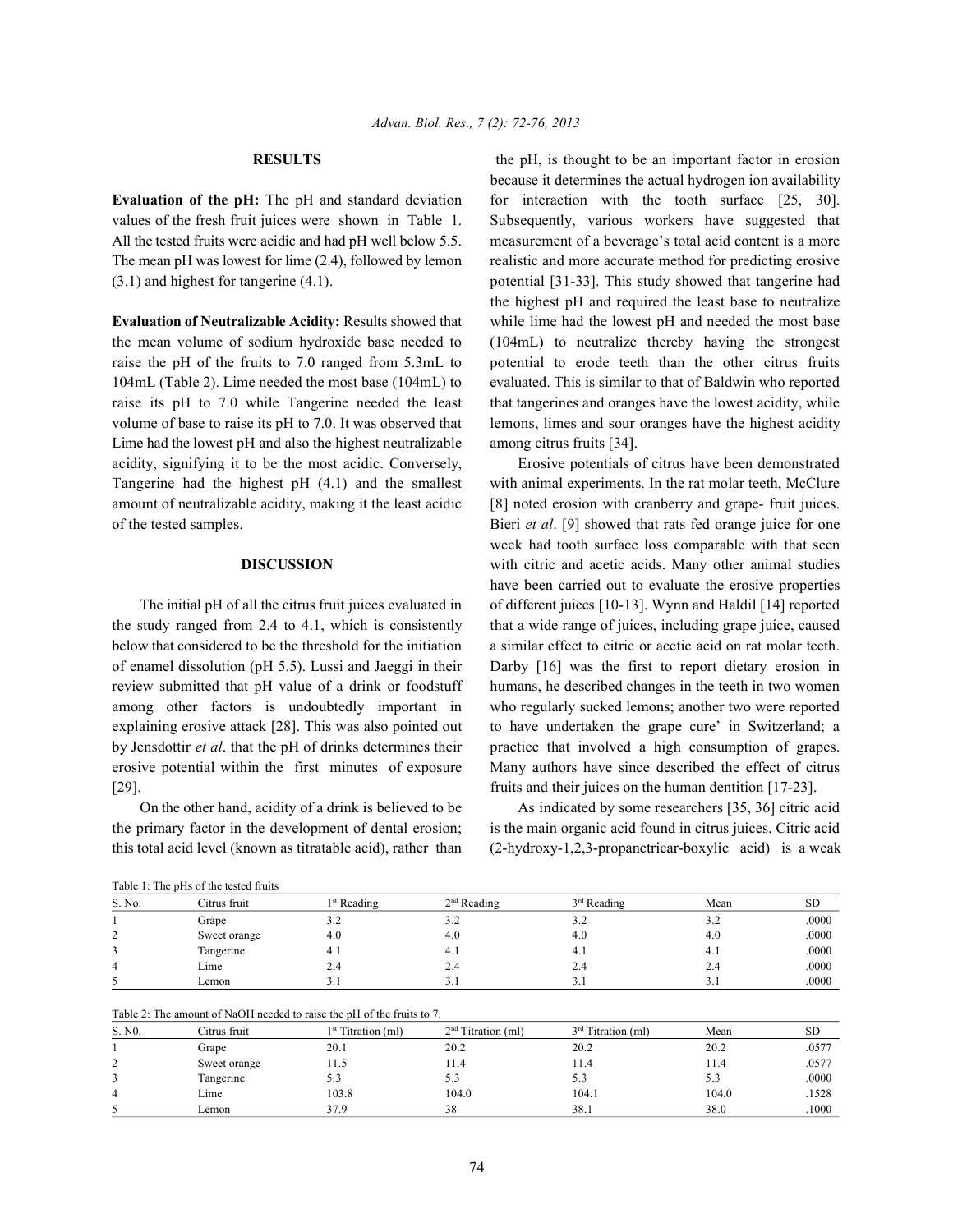## RESULTS

**Evaluation of the pH:** The pH and standard deviation values of the fresh fruit juices were shown in Table 1. All the tested fruits were acidic and had pH well below 5.5. The mean pH was lowest for lime (2.4), followed by lemon (3.1) and highest for tangerine (4.1).

**Evaluation of Neutralizable Acidity:** Results showed that the mean volume of sodium hydroxide base needed to raise the pH of the fruits to 7.0 ranged from 5.3mL to 104mL (Table 2). Lime needed the most base (104mL) to raise its pH to 7.0 while Tangerine needed the least volume of base to raise its pH to 7.0. It was observed that Lime had the lowest pH and also the highest neutralizable acidity, signifying it to be the most acidic. Conversely, Tangerine had the highest pH (4.1) and the smallest amount of neutralizable acidity, making it the least acidic of the tested samples.

## DISCUSSION

The initial pH of all the citrus fruit juices evaluated in the study ranged from 2.4 to 4.1, which is consistently below that considered to be the threshold for the initiation of enamel dissolution (pH 5.5). Lussi and Jaeggi in their review submitted that pH value of a drink or foodstuff among other factors is undoubtedly important in explaining erosive attack [28]. This was also pointed out by Jensdottir *et al*. that the pH of drinks determines their erosive potential within the first minutes of exposure [29].

On the other hand, acidity of a drink is believed to be the primary factor in the development of dental erosion; this total acid level (known as titratable acid), rather than the pH, is thought to be an important factor in erosion because it determines the actual hydrogen ion availability for interaction with the tooth surface [25, 30]. Subsequently, various workers have suggested that measurement of a beverage's total acid content is a more realistic and more accurate method for predicting erosive potential [31-33]. This study showed that tangerine had the highest pH and required the least base to neutralize while lime had the lowest pH and needed the most base (104mL) to neutralize thereby having the strongest potential to erode teeth than the other citrus fruits evaluated. This is similar to that of Baldwin who reported that tangerines and oranges have the lowest acidity, while lemons, limes and sour oranges have the highest acidity among citrus fruits [34].

Erosive potentials of citrus have been demonstrated with animal experiments. In the rat molar teeth, McClure [8] noted erosion with cranberry and grape- fruit juices. Bieri *et al*. [9] showed that rats fed orange juice for one week had tooth surface loss comparable with that seen with citric and acetic acids. Many other animal studies have been carried out to evaluate the erosive properties of different juices [10-13]. Wynn and Haldil [14] reported that a wide range of juices, including grape juice, caused a similar effect to citric or acetic acid on rat molar teeth. Darby [16] was the first to report dietary erosion in humans, he described changes in the teeth in two women who regularly sucked lemons; another two were reported to have undertaken the grape cure' in Switzerland; a practice that involved a high consumption of grapes. Many authors have since described the effect of citrus fruits and their juices on the human dentition [17-23].

As indicated by some researchers [35, 36] citric acid is the main organic acid found in citrus juices. Citric acid (2-hydroxy-1,2,3-propanetricar-boxylic acid) is a weak

Table 1: The pHs of the tested fruits

| S. No. | Citrus fruit | 1st Reading | 2nd Reading | 3rd Reading | Mean | SD |
|---|---|---|---|---|---|---|
| 1 | Grape | 3.2 | 3.2 | 3.2 | 3.2 | .0000 |
| 2 | Sweet orange | 4.0 | 4.0 | 4.0 | 4.0 | .0000 |
| 3 | Tangerine | 4.1 | 4.1 | 4.1 | 4.1 | .0000 |
| 4 | Lime | 2.4 | 2.4 | 2.4 | 2.4 | .0000 |
| 5 | Lemon | 3.1 | 3.1 | 3.1 | 3.1 | .0000 |

Table 2: The amount of NaOH needed to raise the pH of the fruits to 7.

| S. N0. | Citrus fruit | 1st Titration (ml) | 2nd Titration (ml) | 3rd Titration (ml) | Mean | SD |
|---|---|---|---|---|---|---|
| 1 | Grape | 20.1 | 20.2 | 20.2 | 20.2 | .0577 |
| 2 | Sweet orange | 11.5 | 11.4 | 11.4 | 11.4 | .0577 |
| 3 | Tangerine | 5.3 | 5.3 | 5.3 | 5.3 | .0000 |
| 4 | Lime | 103.8 | 104.0 | 104.1 | 104.0 | .1528 |
| 5 | Lemon | 37.9 | 38 | 38.1 | 38.0 | .1000 |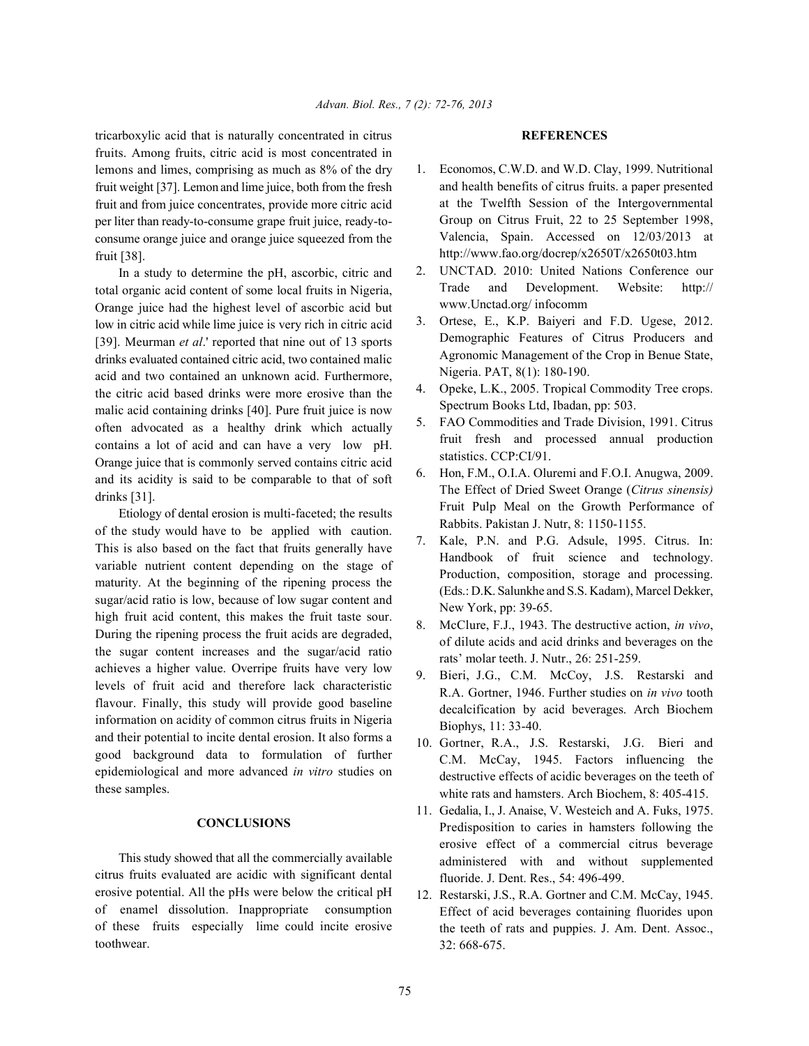tricarboxylic acid that is naturally concentrated in citrus fruits. Among fruits, citric acid is most concentrated in lemons and limes, comprising as much as 8% of the dry fruit weight [37]. Lemon and lime juice, both from the fresh fruit and from juice concentrates, provide more citric acid per liter than ready-to-consume grape fruit juice, ready-to-consume orange juice and orange juice squeezed from the fruit [38].

In a study to determine the pH, ascorbic, citric and total organic acid content of some local fruits in Nigeria, Orange juice had the highest level of ascorbic acid but low in citric acid while lime juice is very rich in citric acid [39]. Meurman *et al*.' reported that nine out of 13 sports drinks evaluated contained citric acid, two contained malic acid and two contained an unknown acid. Furthermore, the citric acid based drinks were more erosive than the malic acid containing drinks [40]. Pure fruit juice is now often advocated as a healthy drink which actually contains a lot of acid and can have a very low pH. Orange juice that is commonly served contains citric acid and its acidity is said to be comparable to that of soft drinks [31].

Etiology of dental erosion is multi-faceted; the results of the study would have to be applied with caution. This is also based on the fact that fruits generally have variable nutrient content depending on the stage of maturity. At the beginning of the ripening process the sugar/acid ratio is low, because of low sugar content and high fruit acid content, this makes the fruit taste sour. During the ripening process the fruit acids are degraded, the sugar content increases and the sugar/acid ratio achieves a higher value. Overripe fruits have very low levels of fruit acid and therefore lack characteristic flavour. Finally, this study will provide good baseline information on acidity of common citrus fruits in Nigeria and their potential to incite dental erosion. It also forms a good background data to formulation of further epidemiological and more advanced *in vitro* studies on these samples.

## CONCLUSIONS

This study showed that all the commercially available citrus fruits evaluated are acidic with significant dental erosive potential. All the pHs were below the critical pH of enamel dissolution. Inappropriate consumption of these fruits especially lime could incite erosive toothwear.

## REFERENCES

1. Economos, C.W.D. and W.D. Clay, 1999. Nutritional and health benefits of citrus fruits. a paper presented at the Twelfth Session of the Intergovernmental Group on Citrus Fruit, 22 to 25 September 1998, Valencia, Spain. Accessed on 12/03/2013 at http://www.fao.org/docrep/x2650T/x2650t03.htm
2. UNCTAD. 2010: United Nations Conference our Trade and Development. Website: http:// www.Unctad.org/ infocomm
3. Ortese, E., K.P. Baiyeri and F.D. Ugese, 2012. Demographic Features of Citrus Producers and Agronomic Management of the Crop in Benue State, Nigeria. PAT, 8(1): 180-190.
4. Opeke, L.K., 2005. Tropical Commodity Tree crops. Spectrum Books Ltd, Ibadan, pp: 503.
5. FAO Commodities and Trade Division, 1991. Citrus fruit fresh and processed annual production statistics. CCP:CI/91.
6. Hon, F.M., O.I.A. Oluremi and F.O.I. Anugwa, 2009. The Effect of Dried Sweet Orange (*Citrus sinensis)* Fruit Pulp Meal on the Growth Performance of Rabbits. Pakistan J. Nutr, 8: 1150-1155.
7. Kale, P.N. and P.G. Adsule, 1995. Citrus. In: Handbook of fruit science and technology. Production, composition, storage and processing. (Eds.: D.K. Salunkhe and S.S. Kadam), Marcel Dekker, New York, pp: 39-65.
8. McClure, F.J., 1943. The destructive action, *in vivo*, of dilute acids and acid drinks and beverages on the rats' molar teeth. J. Nutr., 26: 251-259.
9. Bieri, J.G., C.M. McCoy, J.S. Restarski and R.A. Gortner, 1946. Further studies on *in vivo* tooth decalcification by acid beverages. Arch Biochem Biophys, 11: 33-40.
10. Gortner, R.A., J.S. Restarski, J.G. Bieri and C.M. McCay, 1945. Factors influencing the destructive effects of acidic beverages on the teeth of white rats and hamsters. Arch Biochem, 8: 405-415.
11. Gedalia, I., J. Anaise, V. Westeich and A. Fuks, 1975. Predisposition to caries in hamsters following the erosive effect of a commercial citrus beverage administered with and without supplemented fluoride. J. Dent. Res., 54: 496-499.
12. Restarski, J.S., R.A. Gortner and C.M. McCay, 1945. Effect of acid beverages containing fluorides upon the teeth of rats and puppies. J. Am. Dent. Assoc., 32: 668-675.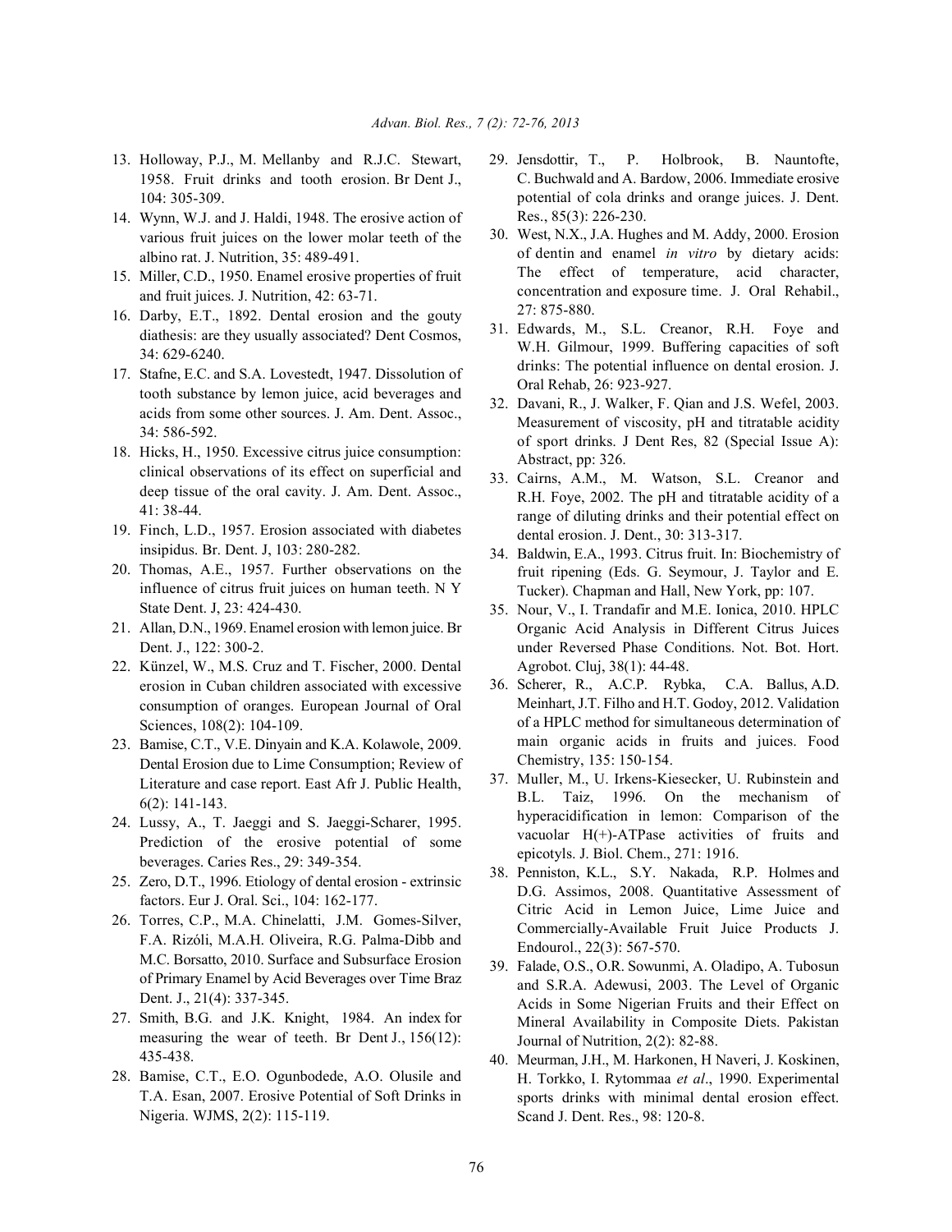13. Holloway, P.J., M. Mellanby and R.J.C. Stewart, 1958. Fruit drinks and tooth erosion. Br Dent J., 104: 305-309.
14. Wynn, W.J. and J. Haldi, 1948. The erosive action of various fruit juices on the lower molar teeth of the albino rat. J. Nutrition, 35: 489-491.
15. Miller, C.D., 1950. Enamel erosive properties of fruit and fruit juices. J. Nutrition, 42: 63-71.
16. Darby, E.T., 1892. Dental erosion and the gouty diathesis: are they usually associated? Dent Cosmos, 34: 629-6240.
17. Stafne, E.C. and S.A. Lovestedt, 1947. Dissolution of tooth substance by lemon juice, acid beverages and acids from some other sources. J. Am. Dent. Assoc., 34: 586-592.
18. Hicks, H., 1950. Excessive citrus juice consumption: clinical observations of its effect on superficial and deep tissue of the oral cavity. J. Am. Dent. Assoc., 41: 38-44.
19. Finch, L.D., 1957. Erosion associated with diabetes insipidus. Br. Dent. J, 103: 280-282.
20. Thomas, A.E., 1957. Further observations on the influence of citrus fruit juices on human teeth. N Y State Dent. J, 23: 424-430.
21. Allan, D.N., 1969. Enamel erosion with lemon juice. Br Dent. J., 122: 300-2.
22. Künzel, W., M.S. Cruz and T. Fischer, 2000. Dental erosion in Cuban children associated with excessive consumption of oranges. European Journal of Oral Sciences, 108(2): 104-109.
23. Bamise, C.T., V.E. Dinyain and K.A. Kolawole, 2009. Dental Erosion due to Lime Consumption; Review of Literature and case report. East Afr J. Public Health, 6(2): 141-143.
24. Lussy, A., T. Jaeggi and S. Jaeggi-Scharer, 1995. Prediction of the erosive potential of some beverages. Caries Res., 29: 349-354.
25. Zero, D.T., 1996. Etiology of dental erosion - extrinsic factors. Eur J. Oral. Sci., 104: 162-177.
26. Torres, C.P., M.A. Chinelatti, J.M. Gomes-Silver, F.A. Rizóli, M.A.H. Oliveira, R.G. Palma-Dibb and M.C. Borsatto, 2010. Surface and Subsurface Erosion of Primary Enamel by Acid Beverages over Time Braz Dent. J., 21(4): 337-345.
27. Smith, B.G. and J.K. Knight, 1984. An index for measuring the wear of teeth. Br Dent J., 156(12): 435-438.
28. Bamise, C.T., E.O. Ogunbodede, A.O. Olusile and T.A. Esan, 2007. Erosive Potential of Soft Drinks in Nigeria. WJMS, 2(2): 115-119.
29. Jensdottir, T., P. Holbrook, B. Nauntofte, C. Buchwald and A. Bardow, 2006. Immediate erosive potential of cola drinks and orange juices. J. Dent. Res., 85(3): 226-230.
30. West, N.X., J.A. Hughes and M. Addy, 2000. Erosion of dentin and enamel *in vitro* by dietary acids: The effect of temperature, acid character, concentration and exposure time. J. Oral Rehabil., 27: 875-880.
31. Edwards, M., S.L. Creanor, R.H. Foye and W.H. Gilmour, 1999. Buffering capacities of soft drinks: The potential influence on dental erosion. J. Oral Rehab, 26: 923-927.
32. Davani, R., J. Walker, F. Qian and J.S. Wefel, 2003. Measurement of viscosity, pH and titratable acidity of sport drinks. J Dent Res, 82 (Special Issue A): Abstract, pp: 326.
33. Cairns, A.M., M. Watson, S.L. Creanor and R.H. Foye, 2002. The pH and titratable acidity of a range of diluting drinks and their potential effect on dental erosion. J. Dent., 30: 313-317.
34. Baldwin, E.A., 1993. Citrus fruit. In: Biochemistry of fruit ripening (Eds. G. Seymour, J. Taylor and E. Tucker). Chapman and Hall, New York, pp: 107.
35. Nour, V., I. Trandafir and M.E. Ionica, 2010. HPLC Organic Acid Analysis in Different Citrus Juices under Reversed Phase Conditions. Not. Bot. Hort. Agrobot. Cluj, 38(1): 44-48.
36. Scherer, R., A.C.P. Rybka, C.A. Ballus, A.D. Meinhart, J.T. Filho and H.T. Godoy, 2012. Validation of a HPLC method for simultaneous determination of main organic acids in fruits and juices. Food Chemistry, 135: 150-154.
37. Muller, M., U. Irkens-Kiesecker, U. Rubinstein and B.L. Taiz, 1996. On the mechanism of hyperacidification in lemon: Comparison of the vacuolar H(+)-ATPase activities of fruits and epicotyls. J. Biol. Chem., 271: 1916.
38. Penniston, K.L., S.Y. Nakada, R.P. Holmes and D.G. Assimos, 2008. Quantitative Assessment of Citric Acid in Lemon Juice, Lime Juice and Commercially-Available Fruit Juice Products J. Endourol., 22(3): 567-570.
39. Falade, O.S., O.R. Sowunmi, A. Oladipo, A. Tubosun and S.R.A. Adewusi, 2003. The Level of Organic Acids in Some Nigerian Fruits and their Effect on Mineral Availability in Composite Diets. Pakistan Journal of Nutrition, 2(2): 82-88.
40. Meurman, J.H., M. Harkonen, H Naveri, J. Koskinen, H. Torkko, I. Rytommaa *et al*., 1990. Experimental sports drinks with minimal dental erosion effect. Scand J. Dent. Res., 98: 120-8.